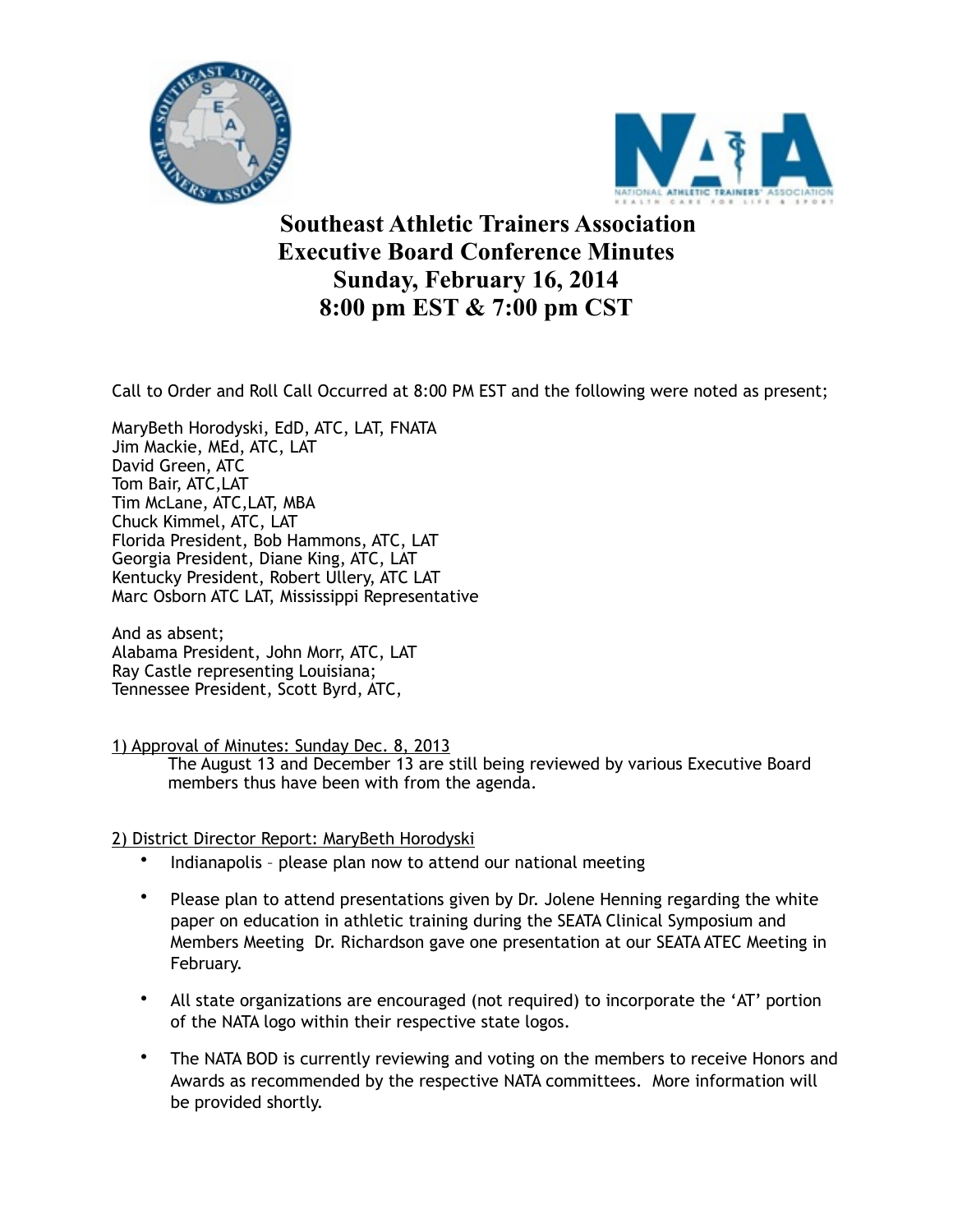# Southeast Athletic Trainers Association
## Executive Board Conference Minutes
## Sunday, February 16, 2014
## 8:00 pm EST & 7:00 pm CST

Call to Order and Roll Call Occurred at 8:00 PM EST and the following were noted as present;

MaryBeth Horodyski, EdD, ATC, LAT, FNATA
Jim Mackie, MEd, ATC, LAT
David Green, ATC
Tom Bair, ATC,LAT
Tim McLane, ATC,LAT, MBA
Chuck Kimmel, ATC, LAT
Florida President, Bob Hammons, ATC, LAT
Georgia President, Diane King, ATC, LAT
Kentucky President, Robert Ullery, ATC LAT
Marc Osborn ATC LAT, Mississippi Representative

And as absent;
Alabama President, John Morr, ATC, LAT
Ray Castle representing Louisiana;
Tennessee President, Scott Byrd, ATC,

1) Approval of Minutes: Sunday Dec. 8, 2013

The August 13 and December 13 are still being reviewed by various Executive Board members thus have been with from the agenda.

2) District Director Report: MaryBeth Horodyski

- Indianapolis – please plan now to attend our national meeting
- Please plan to attend presentations given by Dr. Jolene Henning regarding the white paper on education in athletic training during the SEATA Clinical Symposium and Members Meeting Dr. Richardson gave one presentation at our SEATA ATEC Meeting in February.
- All state organizations are encouraged (not required) to incorporate the 'AT' portion of the NATA logo within their respective state logos.
- The NATA BOD is currently reviewing and voting on the members to receive Honors and Awards as recommended by the respective NATA committees. More information will be provided shortly.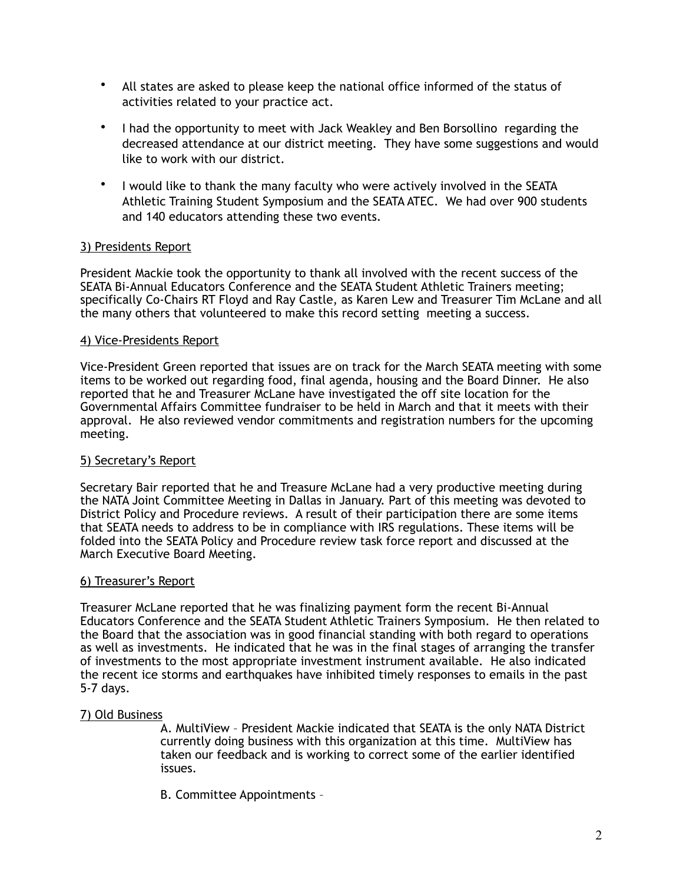- All states are asked to please keep the national office informed of the status of activities related to your practice act.

- I had the opportunity to meet with Jack Weakley and Ben Borsollino regarding the decreased attendance at our district meeting. They have some suggestions and would like to work with our district.

- I would like to thank the many faculty who were actively involved in the SEATA Athletic Training Student Symposium and the SEATA ATEC. We had over 900 students and 140 educators attending these two events.

3) Presidents Report

President Mackie took the opportunity to thank all involved with the recent success of the SEATA Bi-Annual Educators Conference and the SEATA Student Athletic Trainers meeting; specifically Co-Chairs RT Floyd and Ray Castle, as Karen Lew and Treasurer Tim McLane and all the many others that volunteered to make this record setting meeting a success.

4) Vice-Presidents Report

Vice-President Green reported that issues are on track for the March SEATA meeting with some items to be worked out regarding food, final agenda, housing and the Board Dinner. He also reported that he and Treasurer McLane have investigated the off site location for the Governmental Affairs Committee fundraiser to be held in March and that it meets with their approval. He also reviewed vendor commitments and registration numbers for the upcoming meeting.

5) Secretary's Report

Secretary Bair reported that he and Treasure McLane had a very productive meeting during the NATA Joint Committee Meeting in Dallas in January. Part of this meeting was devoted to District Policy and Procedure reviews. A result of their participation there are some items that SEATA needs to address to be in compliance with IRS regulations. These items will be folded into the SEATA Policy and Procedure review task force report and discussed at the March Executive Board Meeting.

6) Treasurer's Report

Treasurer McLane reported that he was finalizing payment form the recent Bi-Annual Educators Conference and the SEATA Student Athletic Trainers Symposium. He then related to the Board that the association was in good financial standing with both regard to operations as well as investments. He indicated that he was in the final stages of arranging the transfer of investments to the most appropriate investment instrument available. He also indicated the recent ice storms and earthquakes have inhibited timely responses to emails in the past 5-7 days.

7) Old Business

A. MultiView – President Mackie indicated that SEATA is the only NATA District currently doing business with this organization at this time. MultiView has taken our feedback and is working to correct some of the earlier identified issues.

B. Committee Appointments –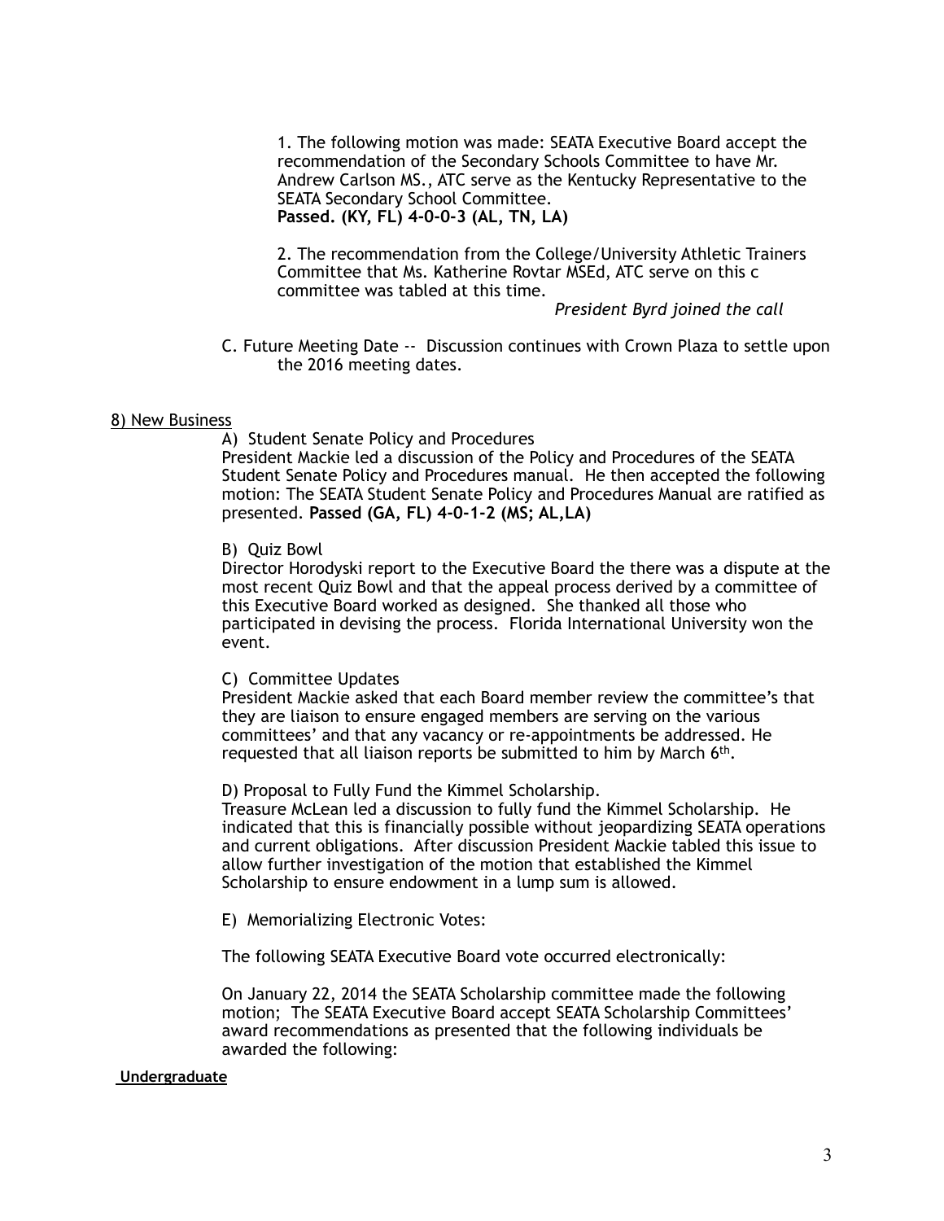1. The following motion was made: SEATA Executive Board accept the recommendation of the Secondary Schools Committee to have Mr. Andrew Carlson MS., ATC serve as the Kentucky Representative to the SEATA Secondary School Committee.
**Passed. (KY, FL) 4-0-0-3 (AL, TN, LA)**

2. The recommendation from the College/University Athletic Trainers Committee that Ms. Katherine Rovtar MSEd, ATC serve on this c committee was tabled at this time.

*President Byrd joined the call*

C. Future Meeting Date -- Discussion continues with Crown Plaza to settle upon the 2016 meeting dates.

8) New Business

A) Student Senate Policy and Procedures
President Mackie led a discussion of the Policy and Procedures of the SEATA Student Senate Policy and Procedures manual. He then accepted the following motion: The SEATA Student Senate Policy and Procedures Manual are ratified as presented. **Passed (GA, FL) 4-0-1-2 (MS; AL,LA)**

B) Quiz Bowl
Director Horodyski report to the Executive Board the there was a dispute at the most recent Quiz Bowl and that the appeal process derived by a committee of this Executive Board worked as designed. She thanked all those who participated in devising the process. Florida International University won the event.

C) Committee Updates
President Mackie asked that each Board member review the committee's that they are liaison to ensure engaged members are serving on the various committees' and that any vacancy or re-appointments be addressed. He requested that all liaison reports be submitted to him by March 6th.

D) Proposal to Fully Fund the Kimmel Scholarship.
Treasure McLean led a discussion to fully fund the Kimmel Scholarship. He indicated that this is financially possible without jeopardizing SEATA operations and current obligations. After discussion President Mackie tabled this issue to allow further investigation of the motion that established the Kimmel Scholarship to ensure endowment in a lump sum is allowed.

E) Memorializing Electronic Votes:

The following SEATA Executive Board vote occurred electronically:

On January 22, 2014 the SEATA Scholarship committee made the following motion; The SEATA Executive Board accept SEATA Scholarship Committees' award recommendations as presented that the following individuals be awarded the following:

**Undergraduate**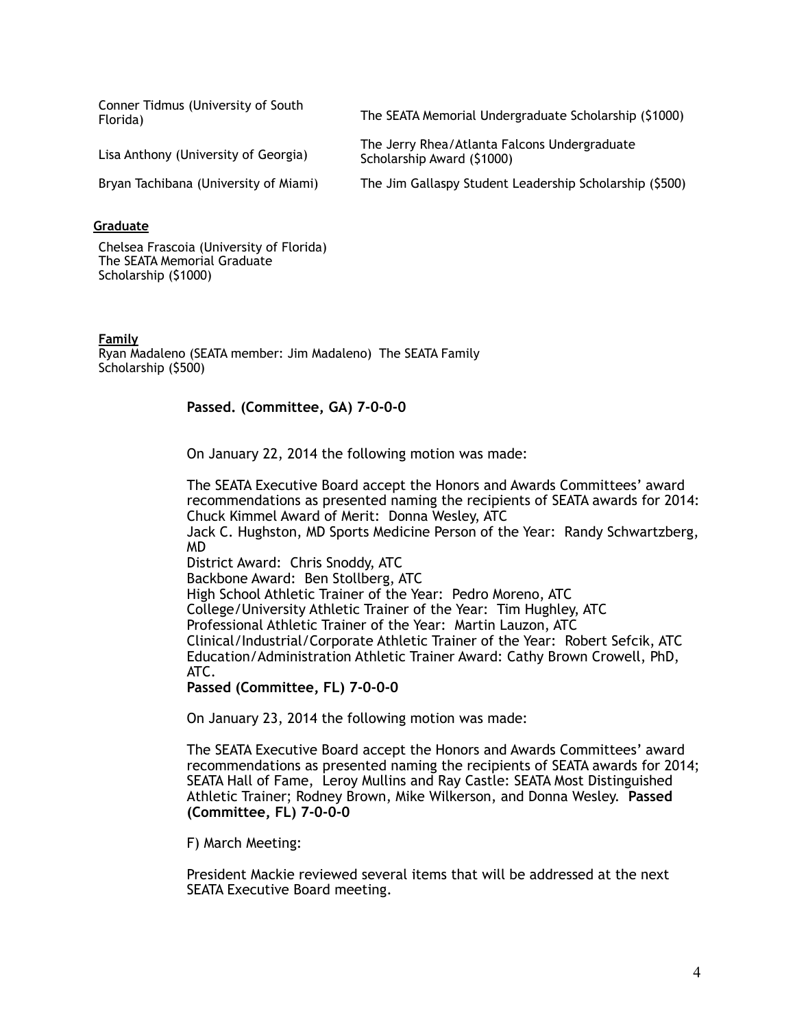| | |
|---|---|
| Conner Tidmus (University of South Florida) | The SEATA Memorial Undergraduate Scholarship ($1000) |
| Lisa Anthony (University of Georgia) | The Jerry Rhea/Atlanta Falcons Undergraduate Scholarship Award ($1000) |
| Bryan Tachibana (University of Miami) | The Jim Gallaspy Student Leadership Scholarship ($500) |

**Graduate**

Chelsea Frascoia (University of Florida) The SEATA Memorial Graduate Scholarship ($1000)

**Family**

Ryan Madaleno (SEATA member: Jim Madaleno) The SEATA Family Scholarship ($500)

**Passed. (Committee, GA) 7-0-0-0**

On January 22, 2014 the following motion was made:

The SEATA Executive Board accept the Honors and Awards Committees' award recommendations as presented naming the recipients of SEATA awards for 2014:
Chuck Kimmel Award of Merit: Donna Wesley, ATC
Jack C. Hughston, MD Sports Medicine Person of the Year: Randy Schwartzberg, MD
District Award: Chris Snoddy, ATC
Backbone Award: Ben Stollberg, ATC
High School Athletic Trainer of the Year: Pedro Moreno, ATC
College/University Athletic Trainer of the Year: Tim Hughley, ATC
Professional Athletic Trainer of the Year: Martin Lauzon, ATC
Clinical/Industrial/Corporate Athletic Trainer of the Year: Robert Sefcik, ATC
Education/Administration Athletic Trainer Award: Cathy Brown Crowell, PhD, ATC.
**Passed (Committee, FL) 7-0-0-0**

On January 23, 2014 the following motion was made:

The SEATA Executive Board accept the Honors and Awards Committees' award recommendations as presented naming the recipients of SEATA awards for 2014; SEATA Hall of Fame, Leroy Mullins and Ray Castle: SEATA Most Distinguished Athletic Trainer; Rodney Brown, Mike Wilkerson, and Donna Wesley. **Passed (Committee, FL) 7-0-0-0**

F) March Meeting:

President Mackie reviewed several items that will be addressed at the next SEATA Executive Board meeting.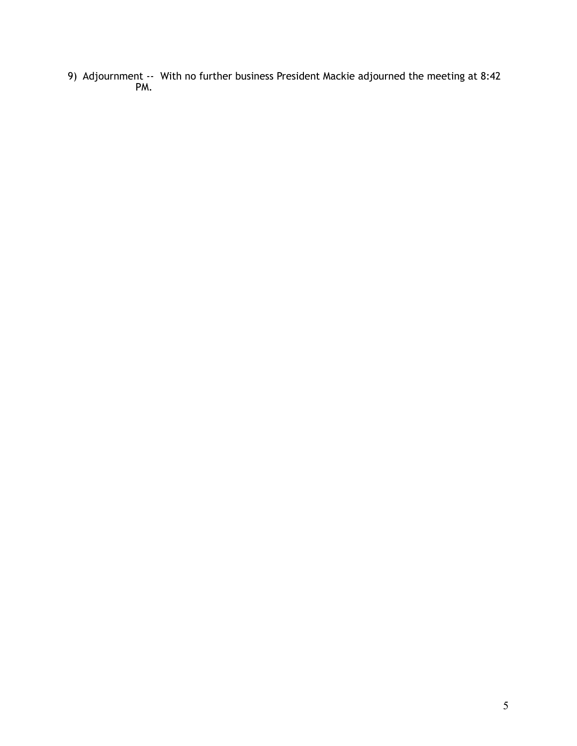9) Adjournment -- With no further business President Mackie adjourned the meeting at 8:42 PM.